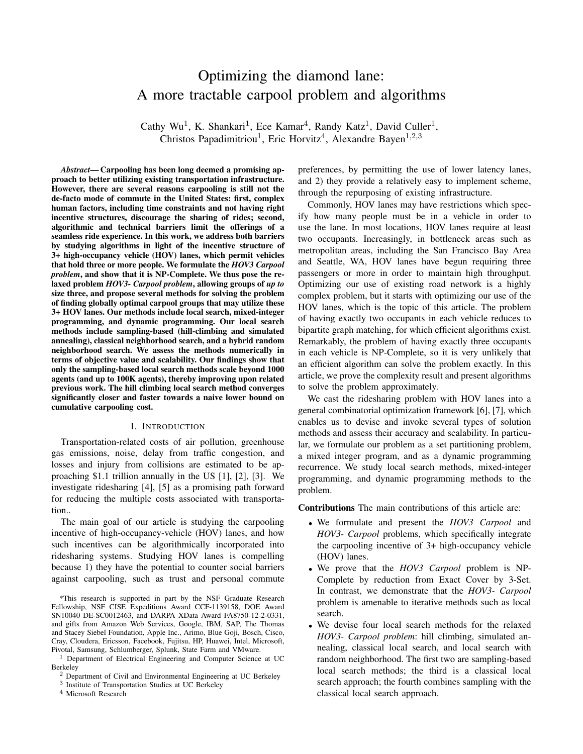# Optimizing the diamond lane: A more tractable carpool problem and algorithms

Cathy Wu[1], K. Shankari[1], Ece Kamar[4], Randy Katz[1], David Culler[1], Christos Papadimitriou[1], Eric Horvitz[4], Alexandre Bayen[1,2,3]

***Abstract*— Carpooling has been long deemed a promising approach to better utilizing existing transportation infrastructure. However, there are several reasons carpooling is still not the de-facto mode of commute in the United States: first, complex human factors, including time constraints and not having right incentive structures, discourage the sharing of rides; second, algorithmic and technical barriers limit the offerings of a seamless ride experience. In this work, we address both barriers by studying algorithms in light of the incentive structure of 3+ high-occupancy vehicle (HOV) lanes, which permit vehicles that hold three or more people. We formulate the *HOV3 Carpool problem*, and show that it is NP-Complete. We thus pose the relaxed problem *HOV3- Carpool problem*, allowing groups of *up to* size three, and propose several methods for solving the problem of finding globally optimal carpool groups that may utilize these 3+ HOV lanes. Our methods include local search, mixed-integer programming, and dynamic programming. Our local search methods include sampling-based (hill-climbing and simulated annealing), classical neighborhood search, and a hybrid random neighborhood search. We assess the methods numerically in terms of objective value and scalability. Our findings show that only the sampling-based local search methods scale beyond 1000 agents (and up to 100K agents), thereby improving upon related previous work. The hill climbing local search method converges significantly closer and faster towards a naive lower bound on cumulative carpooling cost.**

## I. Introduction

Transportation-related costs of air pollution, greenhouse gas emissions, noise, delay from traffic congestion, and losses and injury from collisions are estimated to be approaching $1.1 trillion annually in the US [1], [2], [3]. We investigate ridesharing [4], [5] as a promising path forward for reducing the multiple costs associated with transportation..

The main goal of our article is studying the carpooling incentive of high-occupancy-vehicle (HOV) lanes, and how such incentives can be algorithmically incorporated into ridesharing systems. Studying HOV lanes is compelling because 1) they have the potential to counter social barriers against carpooling, such as trust and personal commute preferences, by permitting the use of lower latency lanes, and 2) they provide a relatively easy to implement scheme, through the repurposing of existing infrastructure.

Commonly, HOV lanes may have restrictions which specify how many people must be in a vehicle in order to use the lane. In most locations, HOV lanes require at least two occupants. Increasingly, in bottleneck areas such as metropolitan areas, including the San Francisco Bay Area and Seattle, WA, HOV lanes have begun requiring three passengers or more in order to maintain high throughput. Optimizing our use of existing road network is a highly complex problem, but it starts with optimizing our use of the HOV lanes, which is the topic of this article. The problem of having exactly two occupants in each vehicle reduces to bipartite graph matching, for which efficient algorithms exist. Remarkably, the problem of having exactly three occupants in each vehicle is NP-Complete, so it is very unlikely that an efficient algorithm can solve the problem exactly. In this article, we prove the complexity result and present algorithms to solve the problem approximately.

We cast the ridesharing problem with HOV lanes into a general combinatorial optimization framework [6], [7], which enables us to devise and invoke several types of solution methods and assess their accuracy and scalability. In particular, we formulate our problem as a set partitioning problem, a mixed integer program, and as a dynamic programming recurrence. We study local search methods, mixed-integer programming, and dynamic programming methods to the problem.

**Contributions** The main contributions of this article are:

- We formulate and present the *HOV3 Carpool* and *HOV3- Carpool* problems, which specifically integrate the carpooling incentive of 3+ high-occupancy vehicle (HOV) lanes.
- We prove that the *HOV3 Carpool* problem is NP-Complete by reduction from Exact Cover by 3-Set. In contrast, we demonstrate that the *HOV3- Carpool* problem is amenable to iterative methods such as local search.
- We devise four local search methods for the relaxed *HOV3- Carpool problem*: hill climbing, simulated annealing, classical local search, and local search with random neighborhood. The first two are sampling-based local search methods; the third is a classical local search approach; the fourth combines sampling with the classical local search approach.

*This research is supported in part by the NSF Graduate Research Fellowship, NSF CISE Expeditions Award CCF-1139158, DOE Award SN10040 DE-SC0012463, and DARPA XData Award FA8750-12-2-0331, and gifts from Amazon Web Services, Google, IBM, SAP, The Thomas and Stacey Siebel Foundation, Apple Inc., Arimo, Blue Goji, Bosch, Cisco, Cray, Cloudera, Ericsson, Facebook, Fujitsu, HP, Huawei, Intel, Microsoft, Pivotal, Samsung, Schlumberger, Splunk, State Farm and VMware.

[1] Department of Electrical Engineering and Computer Science at UC Berkeley

[2] Department of Civil and Environmental Engineering at UC Berkeley

[3] Institute of Transportation Studies at UC Berkeley

[4] Microsoft Research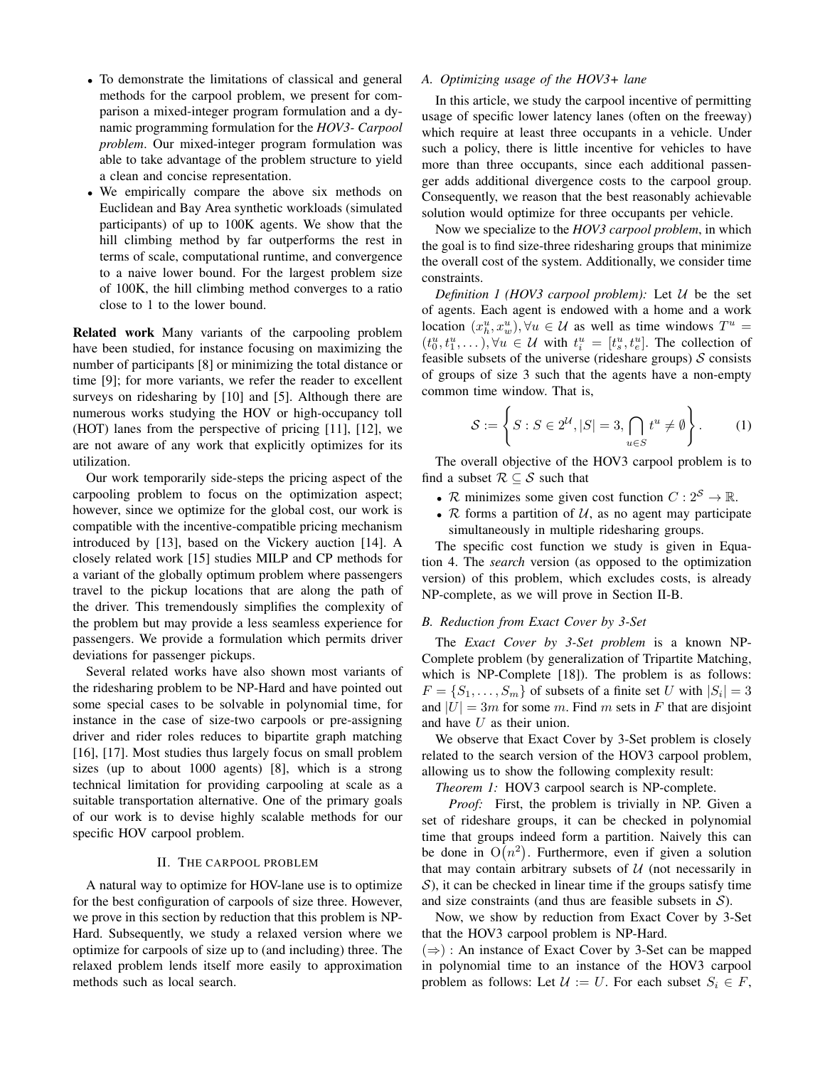- To demonstrate the limitations of classical and general methods for the carpool problem, we present for comparison a mixed-integer program formulation and a dynamic programming formulation for the *HOV3- Carpool problem*. Our mixed-integer program formulation was able to take advantage of the problem structure to yield a clean and concise representation.
- We empirically compare the above six methods on Euclidean and Bay Area synthetic workloads (simulated participants) of up to 100K agents. We show that the hill climbing method by far outperforms the rest in terms of scale, computational runtime, and convergence to a naive lower bound. For the largest problem size of 100K, the hill climbing method converges to a ratio close to 1 to the lower bound.

**Related work** Many variants of the carpooling problem have been studied, for instance focusing on maximizing the number of participants [8] or minimizing the total distance or time [9]; for more variants, we refer the reader to excellent surveys on ridesharing by [10] and [5]. Although there are numerous works studying the HOV or high-occupancy toll (HOT) lanes from the perspective of pricing [11], [12], we are not aware of any work that explicitly optimizes for its utilization.

Our work temporarily side-steps the pricing aspect of the carpooling problem to focus on the optimization aspect; however, since we optimize for the global cost, our work is compatible with the incentive-compatible pricing mechanism introduced by [13], based on the Vickery auction [14]. A closely related work [15] studies MILP and CP methods for a variant of the globally optimum problem where passengers travel to the pickup locations that are along the path of the driver. This tremendously simplifies the complexity of the problem but may provide a less seamless experience for passengers. We provide a formulation which permits driver deviations for passenger pickups.

Several related works have also shown most variants of the ridesharing problem to be NP-Hard and have pointed out some special cases to be solvable in polynomial time, for instance in the case of size-two carpools or pre-assigning driver and rider roles reduces to bipartite graph matching [16], [17]. Most studies thus largely focus on small problem sizes (up to about 1000 agents) [8], which is a strong technical limitation for providing carpooling at scale as a suitable transportation alternative. One of the primary goals of our work is to devise highly scalable methods for our specific HOV carpool problem.

## II. The carpool problem

A natural way to optimize for HOV-lane use is to optimize for the best configuration of carpools of size three. However, we prove in this section by reduction that this problem is NP-Hard. Subsequently, we study a relaxed version where we optimize for carpools of size up to (and including) three. The relaxed problem lends itself more easily to approximation methods such as local search.

### A. Optimizing usage of the HOV3+ lane

In this article, we study the carpool incentive of permitting usage of specific lower latency lanes (often on the freeway) which require at least three occupants in a vehicle. Under such a policy, there is little incentive for vehicles to have more than three occupants, since each additional passenger adds additional divergence costs to the carpool group. Consequently, we reason that the best reasonably achievable solution would optimize for three occupants per vehicle.

Now we specialize to the *HOV3 carpool problem*, in which the goal is to find size-three ridesharing groups that minimize the overall cost of the system. Additionally, we consider time constraints.

*Definition 1 (HOV3 carpool problem):* Let $\mathcal{U}$ be the set of agents. Each agent is endowed with a home and a work location $(x_h^u, x_w^u), \forall u \in \mathcal{U}$ as well as time windows $T^u = (t_0^u, t_1^u, \ldots), \forall u \in \mathcal{U}$ with $t_i^u = [t_s^u, t_e^u]$. The collection of feasible subsets of the universe (rideshare groups) $\mathcal{S}$ consists of groups of size 3 such that the agents have a non-empty common time window. That is,

$$\mathcal{S} := \left\{ S : S \in 2^{\mathcal{U}}, |S| = 3, \bigcap_{u \in S} t^u \neq \emptyset \right\}. \tag{1}$$

The overall objective of the HOV3 carpool problem is to find a subset $\mathcal{R} \subseteq \mathcal{S}$ such that

- $\mathcal{R}$ minimizes some given cost function $C : 2^{\mathcal{S}} \to \mathbb{R}$.
- $\mathcal{R}$ forms a partition of $\mathcal{U}$, as no agent may participate simultaneously in multiple ridesharing groups.

The specific cost function we study is given in Equation 4. The *search* version (as opposed to the optimization version) of this problem, which excludes costs, is already NP-complete, as we will prove in Section II-B.

### B. Reduction from Exact Cover by 3-Set

The *Exact Cover by 3-Set problem* is a known NP-Complete problem (by generalization of Tripartite Matching, which is NP-Complete [18]). The problem is as follows: $F = \{S_1, \ldots, S_m\}$ of subsets of a finite set $U$ with $|S_i| = 3$ and $|U| = 3m$ for some $m$. Find $m$ sets in $F$ that are disjoint and have $U$ as their union.

We observe that Exact Cover by 3-Set problem is closely related to the search version of the HOV3 carpool problem, allowing us to show the following complexity result:

*Theorem 1:* HOV3 carpool search is NP-complete.

*Proof:* First, the problem is trivially in NP. Given a set of rideshare groups, it can be checked in polynomial time that groups indeed form a partition. Naively this can be done in $O(n^2)$. Furthermore, even if given a solution that may contain arbitrary subsets of $\mathcal{U}$ (not necessarily in $\mathcal{S}$), it can be checked in linear time if the groups satisfy time and size constraints (and thus are feasible subsets in $\mathcal{S}$).

Now, we show by reduction from Exact Cover by 3-Set that the HOV3 carpool problem is NP-Hard.

$(\Rightarrow)$ : An instance of Exact Cover by 3-Set can be mapped in polynomial time to an instance of the HOV3 carpool problem as follows: Let $\mathcal{U} := U$. For each subset $S_i \in F$,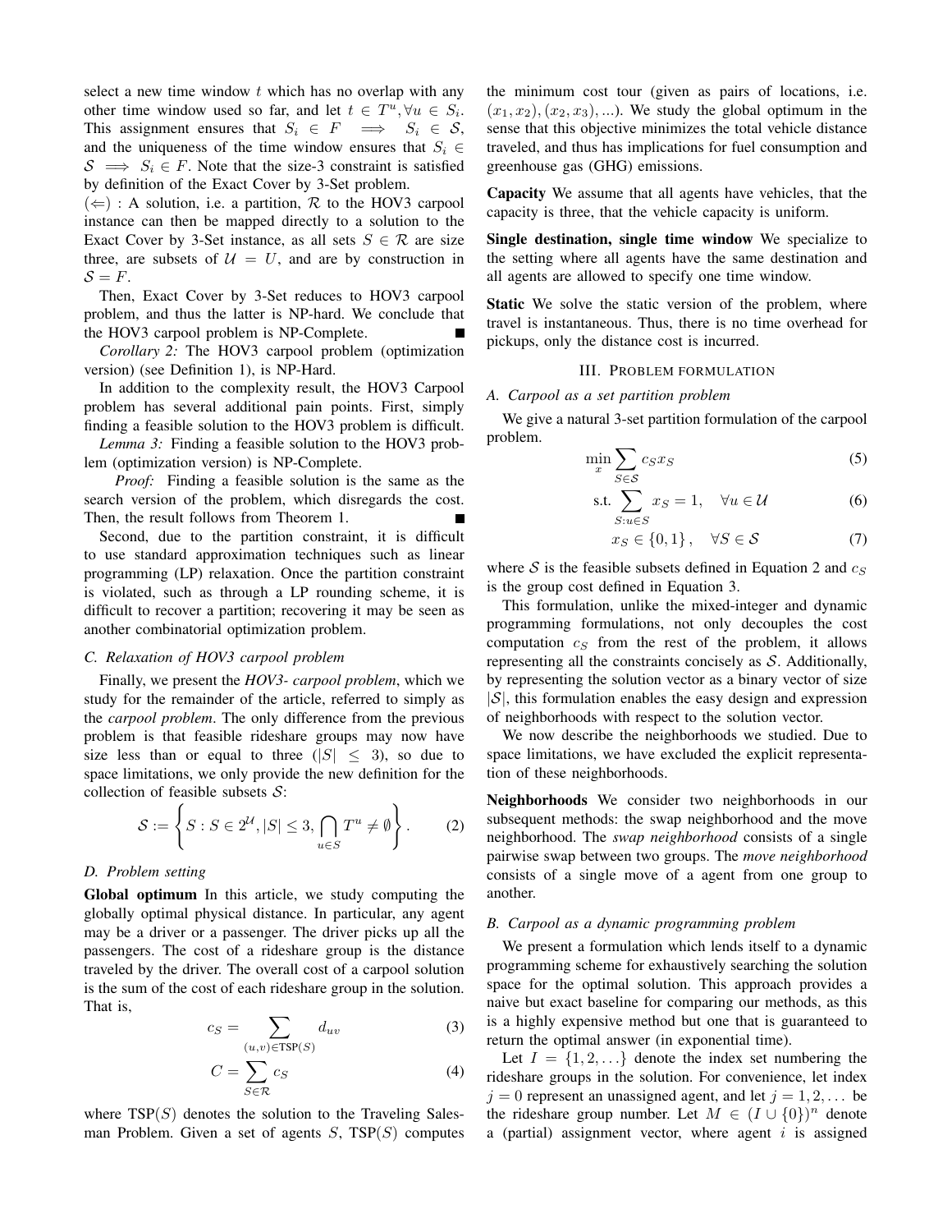select a new time window $t$ which has no overlap with any other time window used so far, and let $t \in T^u, \forall u \in S_i$. This assignment ensures that $S_i \in F \implies S_i \in \mathcal{S}$, and the uniqueness of the time window ensures that $S_i \in \mathcal{S} \implies S_i \in F$. Note that the size-3 constraint is satisfied by definition of the Exact Cover by 3-Set problem.

$(\Leftarrow)$ : A solution, i.e. a partition, $\mathcal{R}$ to the HOV3 carpool instance can then be mapped directly to a solution to the Exact Cover by 3-Set instance, as all sets $S \in \mathcal{R}$ are size three, are subsets of $\mathcal{U} = U$, and are by construction in $\mathcal{S} = F$.

Then, Exact Cover by 3-Set reduces to HOV3 carpool problem, and thus the latter is NP-hard. We conclude that the HOV3 carpool problem is NP-Complete. ∎

*Corollary 2:* The HOV3 carpool problem (optimization version) (see Definition 1), is NP-Hard.

In addition to the complexity result, the HOV3 Carpool problem has several additional pain points. First, simply finding a feasible solution to the HOV3 problem is difficult.

*Lemma 3:* Finding a feasible solution to the HOV3 problem (optimization version) is NP-Complete.

*Proof:* Finding a feasible solution is the same as the search version of the problem, which disregards the cost. Then, the result follows from Theorem 1. ∎

Second, due to the partition constraint, it is difficult to use standard approximation techniques such as linear programming (LP) relaxation. Once the partition constraint is violated, such as through a LP rounding scheme, it is difficult to recover a partition; recovering it may be seen as another combinatorial optimization problem.

### C. Relaxation of HOV3 carpool problem

Finally, we present the *HOV3- carpool problem*, which we study for the remainder of the article, referred to simply as the *carpool problem*. The only difference from the previous problem is that feasible rideshare groups may now have size less than or equal to three ($|S| \leq 3$), so due to space limitations, we only provide the new definition for the collection of feasible subsets $\mathcal{S}$:

$$\mathcal{S} := \left\{ S : S \in 2^{\mathcal{U}}, |S| \leq 3, \bigcap_{u \in S} T^u \neq \emptyset \right\}. \tag{2}$$

### D. Problem setting

**Global optimum** In this article, we study computing the globally optimal physical distance. In particular, any agent may be a driver or a passenger. The driver picks up all the passengers. The cost of a rideshare group is the distance traveled by the driver. The overall cost of a carpool solution is the sum of the cost of each rideshare group in the solution. That is,

$$c_S = \sum_{(u,v) \in \text{TSP}(S)} d_{uv} \tag{3}$$

$$C = \sum_{S \in \mathcal{R}} c_S \tag{4}$$

where $\text{TSP}(S)$ denotes the solution to the Traveling Salesman Problem. Given a set of agents $S$, $\text{TSP}(S)$ computes the minimum cost tour (given as pairs of locations, i.e. $(x_1, x_2), (x_2, x_3), ...$). We study the global optimum in the sense that this objective minimizes the total vehicle distance traveled, and thus has implications for fuel consumption and greenhouse gas (GHG) emissions.

**Capacity** We assume that all agents have vehicles, that the capacity is three, that the vehicle capacity is uniform.

**Single destination, single time window** We specialize to the setting where all agents have the same destination and all agents are allowed to specify one time window.

**Static** We solve the static version of the problem, where travel is instantaneous. Thus, there is no time overhead for pickups, only the distance cost is incurred.

## III. Problem formulation

### A. Carpool as a set partition problem

We give a natural 3-set partition formulation of the carpool problem.

$$\min_x \sum_{S \in \mathcal{S}} c_S x_S \tag{5}$$

$$\text{s.t.} \sum_{S : u \in S} x_S = 1, \quad \forall u \in \mathcal{U} \tag{6}$$

$$x_S \in \{0, 1\}, \quad \forall S \in \mathcal{S} \tag{7}$$

where $\mathcal{S}$ is the feasible subsets defined in Equation 2 and $c_S$ is the group cost defined in Equation 3.

This formulation, unlike the mixed-integer and dynamic programming formulations, not only decouples the cost computation $c_S$ from the rest of the problem, it allows representing all the constraints concisely as $\mathcal{S}$. Additionally, by representing the solution vector as a binary vector of size $|\mathcal{S}|$, this formulation enables the easy design and expression of neighborhoods with respect to the solution vector.

We now describe the neighborhoods we studied. Due to space limitations, we have excluded the explicit representation of these neighborhoods.

**Neighborhoods** We consider two neighborhoods in our subsequent methods: the swap neighborhood and the move neighborhood. The *swap neighborhood* consists of a single pairwise swap between two groups. The *move neighborhood* consists of a single move of a agent from one group to another.

### B. Carpool as a dynamic programming problem

We present a formulation which lends itself to a dynamic programming scheme for exhaustively searching the solution space for the optimal solution. This approach provides a naive but exact baseline for comparing our methods, as this is a highly expensive method but one that is guaranteed to return the optimal answer (in exponential time).

Let $I = \{1, 2, \ldots\}$ denote the index set numbering the rideshare groups in the solution. For convenience, let index $j = 0$ represent an unassigned agent, and let $j = 1, 2, \ldots$ be the rideshare group number. Let $M \in (I \cup \{0\})^n$ denote a (partial) assignment vector, where agent $i$ is assigned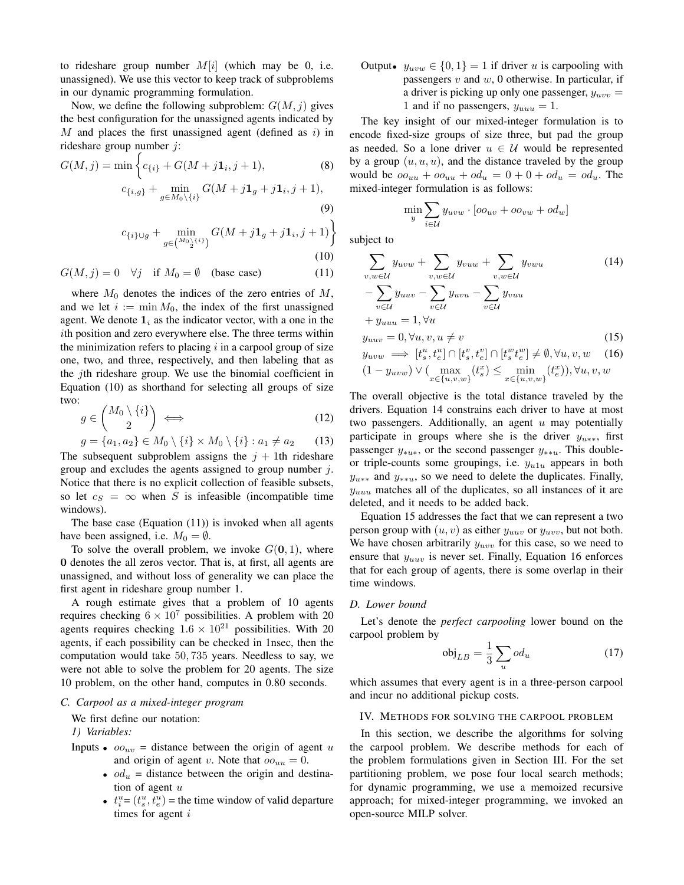to rideshare group number $M[i]$ (which may be 0, i.e. unassigned). We use this vector to keep track of subproblems in our dynamic programming formulation.

Now, we define the following subproblem: $G(M, j)$ gives the best configuration for the unassigned agents indicated by $M$ and places the first unassigned agent (defined as $i$) in rideshare group number $j$:

$$G(M,j) = \min \Bigg\{ c_{\{i\}} + G(M + j\mathbf{1}_i, j+1), \tag{8}$$

$$c_{\{i,g\}} + \min_{g \in M_0 \setminus \{i\}} G(M + j\mathbf{1}_g + j\mathbf{1}_i, j+1), \tag{9}$$

$$c_{\{i\} \cup g} + \min_{g \in \binom{M_0 \setminus \{i\}}{2}} G(M + j\mathbf{1}_g + j\mathbf{1}_i, j+1) \Bigg\} \tag{10}$$

$$G(M,j) = 0 \quad \forall j \quad \text{if } M_0 = \emptyset \quad \text{(base case)} \tag{11}$$

where $M_0$ denotes the indices of the zero entries of $M$, and we let $i := \min M_0$, the index of the first unassigned agent. We denote $\mathbf{1}_i$ as the indicator vector, with a one in the $i$th position and zero everywhere else. The three terms within the minimization refers to placing $i$ in a carpool group of size one, two, and three, respectively, and then labeling that as the $j$th rideshare group. We use the binomial coefficient in Equation (10) as shorthand for selecting all groups of size two:

$$g \in \binom{M_0 \setminus \{i\}}{2} \iff \tag{12}$$

$$g = \{a_1, a_2\} \in M_0 \setminus \{i\} \times M_0 \setminus \{i\} : a_1 \neq a_2 \tag{13}$$

The subsequent subproblem assigns the $j+1$th rideshare group and excludes the agents assigned to group number $j$. Notice that there is no explicit collection of feasible subsets, so let $c_S = \infty$ when $S$ is infeasible (incompatible time windows).

The base case (Equation (11)) is invoked when all agents have been assigned, i.e. $M_0 = \emptyset$.

To solve the overall problem, we invoke $G(\mathbf{0}, 1)$, where $\mathbf{0}$ denotes the all zeros vector. That is, at first, all agents are unassigned, and without loss of generality we can place the first agent in rideshare group number 1.

A rough estimate gives that a problem of 10 agents requires checking $6 \times 10^7$ possibilities. A problem with 20 agents requires checking $1.6 \times 10^{21}$ possibilities. With 20 agents, if each possibility can be checked in 1nsec, then the computation would take 50,735 years. Needless to say, we were not able to solve the problem for 20 agents. The size 10 problem, on the other hand, computes in 0.80 seconds.

### C. Carpool as a mixed-integer program

We first define our notation:

*1) Variables:*

Inputs
- $oo_{uv}$ = distance between the origin of agent $u$ and origin of agent $v$. Note that $oo_{uu} = 0$.
- $od_u$ = distance between the origin and destination of agent $u$
- $t_i^u = (t_s^u, t_e^u)$ = the time window of valid departure times for agent $i$

Output
- $y_{uvw} \in \{0,1\} = 1$ if driver $u$ is carpooling with passengers $v$ and $w$, 0 otherwise. In particular, if a driver is picking up only one passenger, $y_{uvv} = 1$ and if no passengers, $y_{uuu} = 1$.

The key insight of our mixed-integer formulation is to encode fixed-size groups of size three, but pad the group as needed. So a lone driver $u \in \mathcal{U}$ would be represented by a group $(u, u, u)$, and the distance traveled by the group would be $oo_{uu} + oo_{uu} + od_u = 0 + 0 + od_u = od_u$. The mixed-integer formulation is as follows:

$$\min_y \sum_{i \in \mathcal{U}} y_{uvw} \cdot [oo_{uv} + oo_{vw} + od_w]$$

subject to

$$\sum_{v,w \in \mathcal{U}} y_{uvw} + \sum_{v,w \in \mathcal{U}} y_{vuw} + \sum_{v,w \in \mathcal{U}} y_{vwu} \tag{14}$$
$$- \sum_{v \in \mathcal{U}} y_{uuv} - \sum_{v \in \mathcal{U}} y_{uvu} - \sum_{v \in \mathcal{U}} y_{vuu}$$
$$+ y_{uuu} = 1, \forall u$$

$$y_{uuv} = 0, \forall u, v, u \neq v \tag{15}$$

$$y_{uvw} \implies [t_s^u, t_e^u] \cap [t_s^v, t_e^v] \cap [t_s^w t_e^w] \neq \emptyset, \forall u, v, w \tag{16}$$
$$(1 - y_{uvw}) \vee (\max_{x \in \{u,v,w\}} (t_s^x) \leq \min_{x \in \{u,v,w\}} (t_e^x)), \forall u, v, w$$

The overall objective is the total distance traveled by the drivers. Equation 14 constrains each driver to have at most two passengers. Additionally, an agent $u$ may potentially participate in groups where she is the driver $y_{u**}$, first passenger $y_{*u*}$, or the second passenger $y_{**u}$. This double- or triple-counts some groupings, i.e. $y_{u1u}$ appears in both $y_{u**}$ and $y_{**u}$, so we need to delete the duplicates. Finally, $y_{uuu}$ matches all of the duplicates, so all instances of it are deleted, and it needs to be added back.

Equation 15 addresses the fact that we can represent a two person group with $(u, v)$ as either $y_{uuv}$ or $y_{uvv}$, but not both. We have chosen arbitrarily $y_{uvv}$ for this case, so we need to ensure that $y_{uuv}$ is never set. Finally, Equation 16 enforces that for each group of agents, there is some overlap in their time windows.

### D. Lower bound

Let's denote the *perfect carpooling* lower bound on the carpool problem by

$$\text{obj}_{LB} = \frac{1}{3} \sum_u od_u \tag{17}$$

which assumes that every agent is in a three-person carpool and incur no additional pickup costs.

## IV. Methods for solving the carpool problem

In this section, we describe the algorithms for solving the carpool problem. We describe methods for each of the problem formulations given in Section III. For the set partitioning problem, we pose four local search methods; for dynamic programming, we use a memoized recursive approach; for mixed-integer programming, we invoked an open-source MILP solver.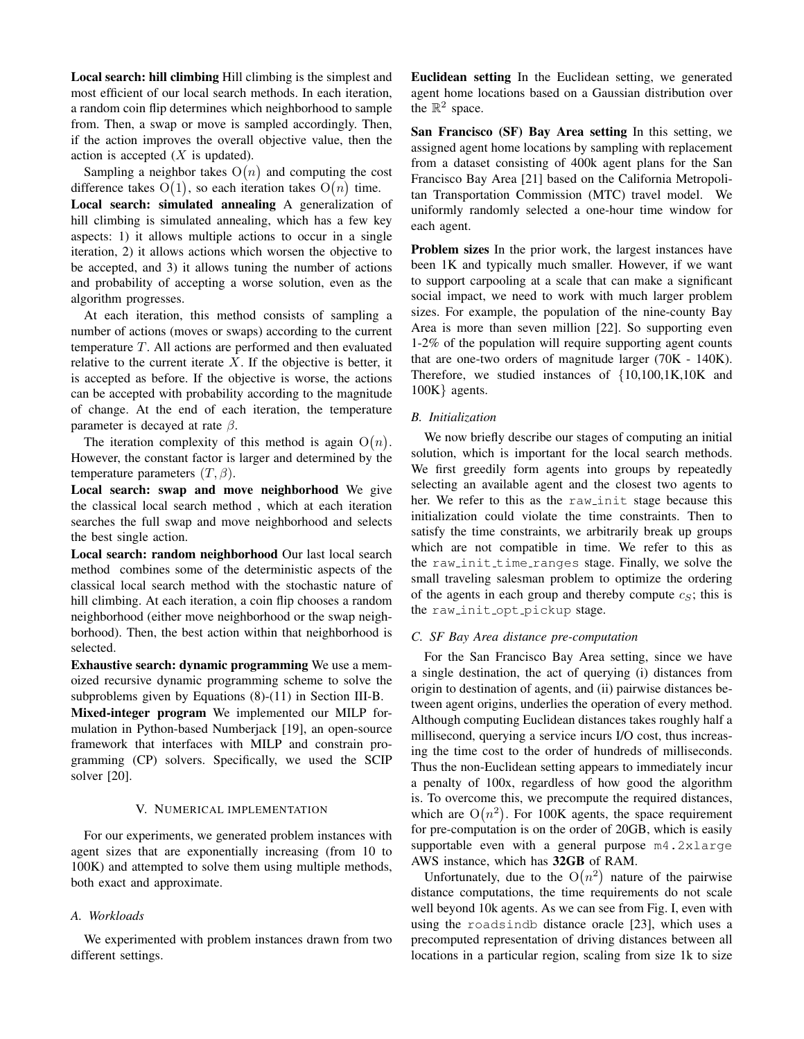**Local search: hill climbing** Hill climbing is the simplest and most efficient of our local search methods. In each iteration, a random coin flip determines which neighborhood to sample from. Then, a swap or move is sampled accordingly. Then, if the action improves the overall objective value, then the action is accepted ($X$ is updated).

Sampling a neighbor takes $\mathrm{O}(n)$ and computing the cost difference takes $\mathrm{O}(1)$, so each iteration takes $\mathrm{O}(n)$ time.

**Local search: simulated annealing** A generalization of hill climbing is simulated annealing, which has a few key aspects: 1) it allows multiple actions to occur in a single iteration, 2) it allows actions which worsen the objective to be accepted, and 3) it allows tuning the number of actions and probability of accepting a worse solution, even as the algorithm progresses.

At each iteration, this method consists of sampling a number of actions (moves or swaps) according to the current temperature $T$. All actions are performed and then evaluated relative to the current iterate $X$. If the objective is better, it is accepted as before. If the objective is worse, the actions can be accepted with probability according to the magnitude of change. At the end of each iteration, the temperature parameter is decayed at rate $\beta$.

The iteration complexity of this method is again $\mathrm{O}(n)$. However, the constant factor is larger and determined by the temperature parameters $(T, \beta)$.

**Local search: swap and move neighborhood** We give the classical local search method , which at each iteration searches the full swap and move neighborhood and selects the best single action.

**Local search: random neighborhood** Our last local search method combines some of the deterministic aspects of the classical local search method with the stochastic nature of hill climbing. At each iteration, a coin flip chooses a random neighborhood (either move neighborhood or the swap neighborhood). Then, the best action within that neighborhood is selected.

**Exhaustive search: dynamic programming** We use a memoized recursive dynamic programming scheme to solve the subproblems given by Equations (8)-(11) in Section III-B.

**Mixed-integer program** We implemented our MILP formulation in Python-based Numberjack [19], an open-source framework that interfaces with MILP and constrain programming (CP) solvers. Specifically, we used the SCIP solver [20].

## V. Numerical implementation

For our experiments, we generated problem instances with agent sizes that are exponentially increasing (from 10 to 100K) and attempted to solve them using multiple methods, both exact and approximate.

### A. Workloads

We experimented with problem instances drawn from two different settings.

**Euclidean setting** In the Euclidean setting, we generated agent home locations based on a Gaussian distribution over the $\mathbb{R}^2$ space.

**San Francisco (SF) Bay Area setting** In this setting, we assigned agent home locations by sampling with replacement from a dataset consisting of 400k agent plans for the San Francisco Bay Area [21] based on the California Metropolitan Transportation Commission (MTC) travel model. We uniformly randomly selected a one-hour time window for each agent.

**Problem sizes** In the prior work, the largest instances have been 1K and typically much smaller. However, if we want to support carpooling at a scale that can make a significant social impact, we need to work with much larger problem sizes. For example, the population of the nine-county Bay Area is more than seven million [22]. So supporting even 1-2% of the population will require supporting agent counts that are one-two orders of magnitude larger (70K - 140K). Therefore, we studied instances of {10,100,1K,10K and 100K} agents.

### B. Initialization

We now briefly describe our stages of computing an initial solution, which is important for the local search methods. We first greedily form agents into groups by repeatedly selecting an available agent and the closest two agents to her. We refer to this as the `raw_init` stage because this initialization could violate the time constraints. Then to satisfy the time constraints, we arbitrarily break up groups which are not compatible in time. We refer to this as the `raw_init_time_ranges` stage. Finally, we solve the small traveling salesman problem to optimize the ordering of the agents in each group and thereby compute $c_S$; this is the `raw_init_opt_pickup` stage.

### C. SF Bay Area distance pre-computation

For the San Francisco Bay Area setting, since we have a single destination, the act of querying (i) distances from origin to destination of agents, and (ii) pairwise distances between agent origins, underlies the operation of every method. Although computing Euclidean distances takes roughly half a millisecond, querying a service incurs I/O cost, thus increasing the time cost to the order of hundreds of milliseconds. Thus the non-Euclidean setting appears to immediately incur a penalty of 100x, regardless of how good the algorithm is. To overcome this, we precompute the required distances, which are $\mathrm{O}(n^2)$. For 100K agents, the space requirement for pre-computation is on the order of 20GB, which is easily supportable even with a general purpose `m4.2xlarge` AWS instance, which has **32GB** of RAM.

Unfortunately, due to the $\mathrm{O}(n^2)$ nature of the pairwise distance computations, the time requirements do not scale well beyond 10k agents. As we can see from Fig. I, even with using the `roadsindb` distance oracle [23], which uses a precomputed representation of driving distances between all locations in a particular region, scaling from size 1k to size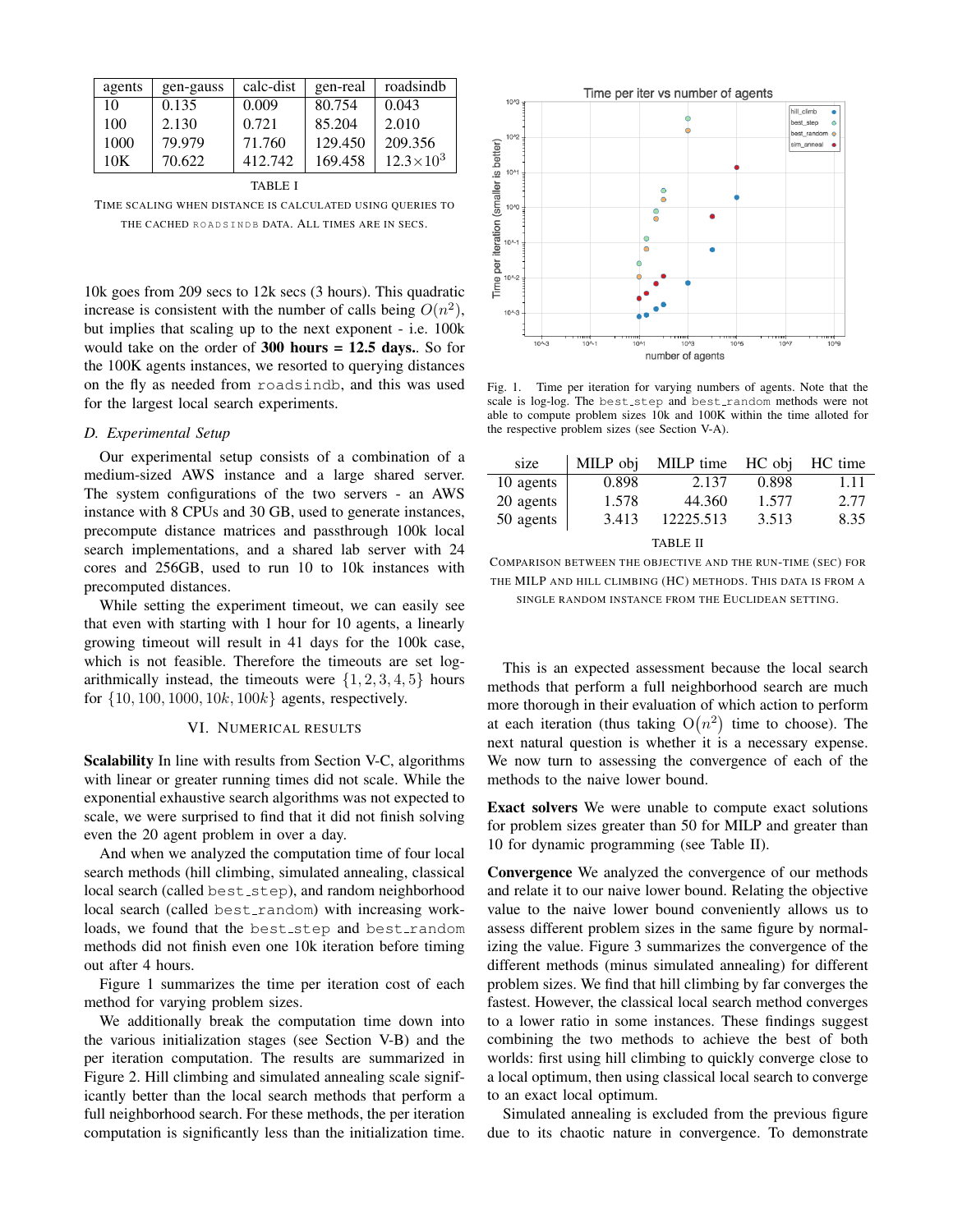| agents | gen-gauss | calc-dist | gen-real | roadsindb |
|---|---|---|---|---|
| 10 | 0.135 | 0.009 | 80.754 | 0.043 |
| 100 | 2.130 | 0.721 | 85.204 | 2.010 |
| 1000 | 79.979 | 71.760 | 129.450 | 209.356 |
| 10K | 70.622 | 412.742 | 169.458 | $12.3 \times 10^3$ |

TABLE I

TIME SCALING WHEN DISTANCE IS CALCULATED USING QUERIES TO THE CACHED ROADSINDB DATA. ALL TIMES ARE IN SECS.

10k goes from 209 secs to 12k secs (3 hours). This quadratic increase is consistent with the number of calls being $O(n^2)$, but implies that scaling up to the next exponent - i.e. 100k would take on the order of **300 hours = 12.5 days.**. So for the 100K agents instances, we resorted to querying distances on the fly as needed from roadsindb, and this was used for the largest local search experiments.

### D. Experimental Setup

Our experimental setup consists of a combination of a medium-sized AWS instance and a large shared server. The system configurations of the two servers - an AWS instance with 8 CPUs and 30 GB, used to generate instances, precompute distance matrices and passthrough 100k local search implementations, and a shared lab server with 24 cores and 256GB, used to run 10 to 10k instances with precomputed distances.

While setting the experiment timeout, we can easily see that even with starting with 1 hour for 10 agents, a linearly growing timeout will result in 41 days for the 100k case, which is not feasible. Therefore the timeouts are set logarithmically instead, the timeouts were $\{1, 2, 3, 4, 5\}$ hours for $\{10, 100, 1000, 10k, 100k\}$ agents, respectively.

## VI. Numerical results

**Scalability** In line with results from Section V-C, algorithms with linear or greater running times did not scale. While the exponential exhaustive search algorithms was not expected to scale, we were surprised to find that it did not finish solving even the 20 agent problem in over a day.

And when we analyzed the computation time of four local search methods (hill climbing, simulated annealing, classical local search (called best_step), and random neighborhood local search (called best_random) with increasing workloads, we found that the best_step and best_random methods did not finish even one 10k iteration before timing out after 4 hours.

Figure 1 summarizes the time per iteration cost of each method for varying problem sizes.

We additionally break the computation time down into the various initialization stages (see Section V-B) and the per iteration computation. The results are summarized in Figure 2. Hill climbing and simulated annealing scale significantly better than the local search methods that perform a full neighborhood search. For these methods, the per iteration computation is significantly less than the initialization time.

Fig. 1. Time per iteration for varying numbers of agents. Note that the scale is log-log. The best_step and best_random methods were not able to compute problem sizes 10k and 100K within the time alloted for the respective problem sizes (see Section V-A).

| size | MILP obj | MILP time | HC obj | HC time |
|---|---|---|---|---|
| 10 agents | 0.898 | 2.137 | 0.898 | 1.11 |
| 20 agents | 1.578 | 44.360 | 1.577 | 2.77 |
| 50 agents | 3.413 | 12225.513 | 3.513 | 8.35 |

TABLE II

COMPARISON BETWEEN THE OBJECTIVE AND THE RUN-TIME (SEC) FOR THE MILP AND HILL CLIMBING (HC) METHODS. THIS DATA IS FROM A SINGLE RANDOM INSTANCE FROM THE EUCLIDEAN SETTING.

This is an expected assessment because the local search methods that perform a full neighborhood search are much more thorough in their evaluation of which action to perform at each iteration (thus taking $O(n^2)$ time to choose). The next natural question is whether it is a necessary expense. We now turn to assessing the convergence of each of the methods to the naive lower bound.

**Exact solvers** We were unable to compute exact solutions for problem sizes greater than 50 for MILP and greater than 10 for dynamic programming (see Table II).

**Convergence** We analyzed the convergence of our methods and relate it to our naive lower bound. Relating the objective value to the naive lower bound conveniently allows us to assess different problem sizes in the same figure by normalizing the value. Figure 3 summarizes the convergence of the different methods (minus simulated annealing) for different problem sizes. We find that hill climbing by far converges the fastest. However, the classical local search method converges to a lower ratio in some instances. These findings suggest combining the two methods to achieve the best of both worlds: first using hill climbing to quickly converge close to a local optimum, then using classical local search to converge to an exact local optimum.

Simulated annealing is excluded from the previous figure due to its chaotic nature in convergence. To demonstrate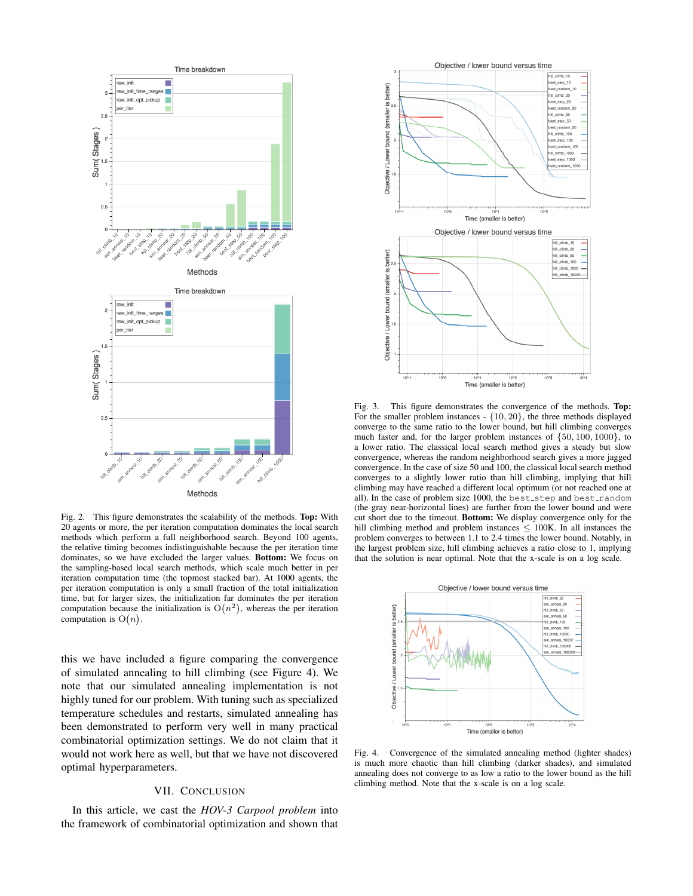Fig. 2. This figure demonstrates the scalability of the methods. **Top:** With 20 agents or more, the per iteration computation dominates the local search methods which perform a full neighborhood search. Beyond 100 agents, the relative timing becomes indistinguishable because the per iteration time dominates, so we have excluded the larger values. **Bottom:** We focus on the sampling-based local search methods, which scale much better in per iteration computation time (the topmost stacked bar). At 1000 agents, the per iteration computation is only a small fraction of the total initialization time, but for larger sizes, the initialization far dominates the per iteration computation because the initialization is $O(n^2)$, whereas the per iteration computation is $O(n)$.

this we have included a figure comparing the convergence of simulated annealing to hill climbing (see Figure 4). We note that our simulated annealing implementation is not highly tuned for our problem. With tuning such as specialized temperature schedules and restarts, simulated annealing has been demonstrated to perform very well in many practical combinatorial optimization settings. We do not claim that it would not work here as well, but that we have not discovered optimal hyperparameters.

## VII. Conclusion

In this article, we cast the *HOV-3 Carpool problem* into the framework of combinatorial optimization and shown that

Fig. 3. This figure demonstrates the convergence of the methods. **Top:** For the smaller problem instances - $\{10, 20\}$, the three methods displayed converge to the same ratio to the lower bound, but hill climbing converges much faster and, for the larger problem instances of $\{50, 100, 1000\}$, to a lower ratio. The classical local search method gives a steady but slow convergence, whereas the random neighborhood search gives a more jagged convergence. In the case of size 50 and 100, the classical local search method converges to a slightly lower ratio than hill climbing, implying that hill climbing may have reached a different local optimum (or not reached one at all). In the case of problem size 1000, the best_step and best_random (the gray near-horizontal lines) are further from the lower bound and were cut short due to the timeout. **Bottom:** We display convergence only for the hill climbing method and problem instances $\leq$ 100K. In all instances the problem converges to between 1.1 to 2.4 times the lower bound. Notably, in the largest problem size, hill climbing achieves a ratio close to 1, implying that the solution is near optimal. Note that the x-scale is on a log scale.

Fig. 4. Convergence of the simulated annealing method (lighter shades) is much more chaotic than hill climbing (darker shades), and simulated annealing does not converge to as low a ratio to the lower bound as the hill climbing method. Note that the x-scale is on a log scale.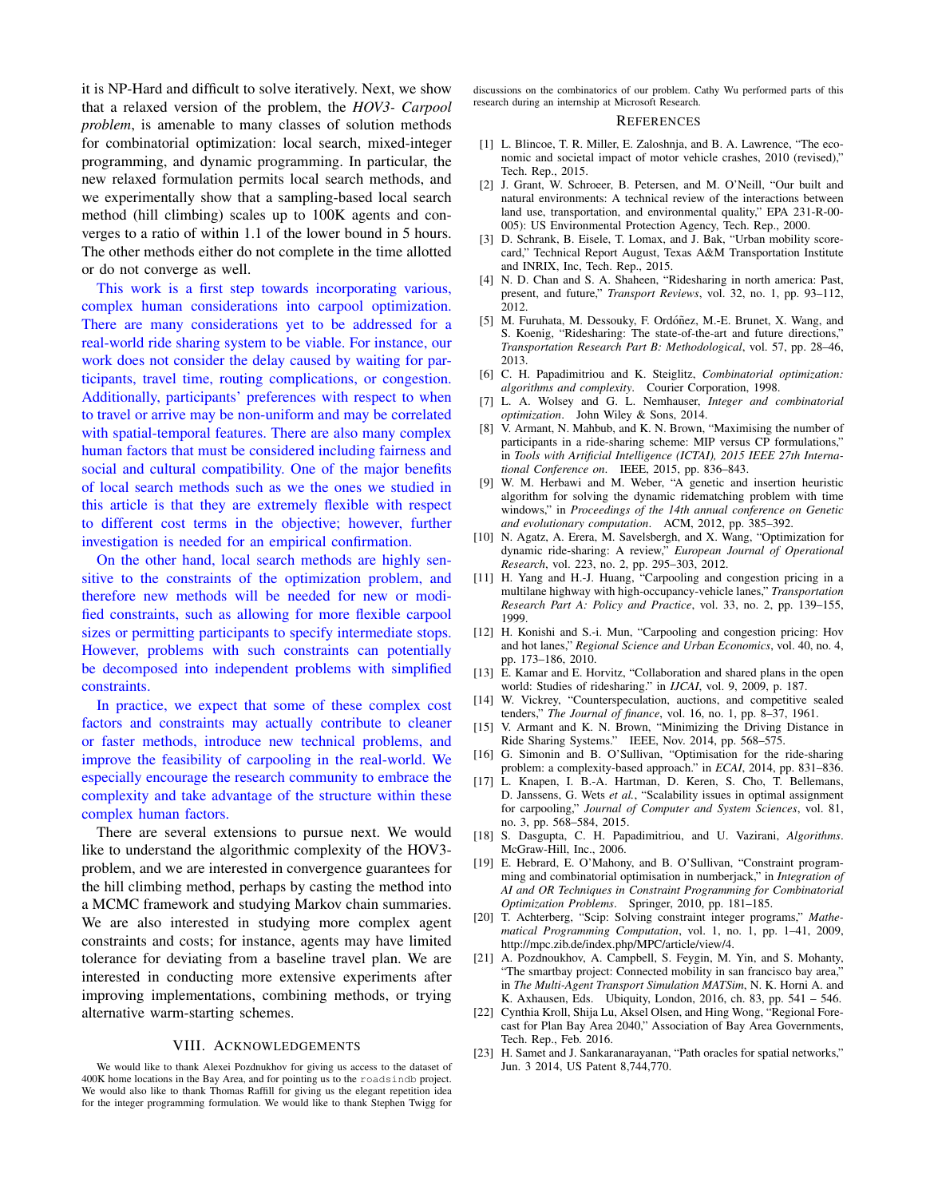it is NP-Hard and difficult to solve iteratively. Next, we show that a relaxed version of the problem, the *HOV3- Carpool problem*, is amenable to many classes of solution methods for combinatorial optimization: local search, mixed-integer programming, and dynamic programming. In particular, the new relaxed formulation permits local search methods, and we experimentally show that a sampling-based local search method (hill climbing) scales up to 100K agents and converges to a ratio of within 1.1 of the lower bound in 5 hours. The other methods either do not complete in the time allotted or do not converge as well.

This work is a first step towards incorporating various, complex human considerations into carpool optimization. There are many considerations yet to be addressed for a real-world ride sharing system to be viable. For instance, our work does not consider the delay caused by waiting for participants, travel time, routing complications, or congestion. Additionally, participants' preferences with respect to when to travel or arrive may be non-uniform and may be correlated with spatial-temporal features. There are also many complex human factors that must be considered including fairness and social and cultural compatibility. One of the major benefits of local search methods such as we the ones we studied in this article is that they are extremely flexible with respect to different cost terms in the objective; however, further investigation is needed for an empirical confirmation.

On the other hand, local search methods are highly sensitive to the constraints of the optimization problem, and therefore new methods will be needed for new or modified constraints, such as allowing for more flexible carpool sizes or permitting participants to specify intermediate stops. However, problems with such constraints can potentially be decomposed into independent problems with simplified constraints.

In practice, we expect that some of these complex cost factors and constraints may actually contribute to cleaner or faster methods, introduce new technical problems, and improve the feasibility of carpooling in the real-world. We especially encourage the research community to embrace the complexity and take advantage of the structure within these complex human factors.

There are several extensions to pursue next. We would like to understand the algorithmic complexity of the HOV3-problem, and we are interested in convergence guarantees for the hill climbing method, perhaps by casting the method into a MCMC framework and studying Markov chain summaries. We are also interested in studying more complex agent constraints and costs; for instance, agents may have limited tolerance for deviating from a baseline travel plan. We are interested in conducting more extensive experiments after improving implementations, combining methods, or trying alternative warm-starting schemes.

## VIII. Acknowledgements

We would like to thank Alexei Pozdnukhov for giving us access to the dataset of 400K home locations in the Bay Area, and for pointing us to the `roadsindb` project. We would also like to thank Thomas Raffill for giving us the elegant repetition idea for the integer programming formulation. We would like to thank Stephen Twigg for discussions on the combinatorics of our problem. Cathy Wu performed parts of this research during an internship at Microsoft Research.

## References

[1] L. Blincoe, T. R. Miller, E. Zaloshnja, and B. A. Lawrence, "The economic and societal impact of motor vehicle crashes, 2010 (revised)," Tech. Rep., 2015.

[2] J. Grant, W. Schroeer, B. Petersen, and M. O'Neill, "Our built and natural environments: A technical review of the interactions between land use, transportation, and environmental quality," EPA 231-R-00-005): US Environmental Protection Agency, Tech. Rep., 2000.

[3] D. Schrank, B. Eisele, T. Lomax, and J. Bak, "Urban mobility scorecard," Technical Report August, Texas A&M Transportation Institute and INRIX, Inc, Tech. Rep., 2015.

[4] N. D. Chan and S. A. Shaheen, "Ridesharing in north america: Past, present, and future," *Transport Reviews*, vol. 32, no. 1, pp. 93–112, 2012.

[5] M. Furuhata, M. Dessouky, F. Ordóñez, M.-E. Brunet, X. Wang, and S. Koenig, "Ridesharing: The state-of-the-art and future directions," *Transportation Research Part B: Methodological*, vol. 57, pp. 28–46, 2013.

[6] C. H. Papadimitriou and K. Steiglitz, *Combinatorial optimization: algorithms and complexity*. Courier Corporation, 1998.

[7] L. A. Wolsey and G. L. Nemhauser, *Integer and combinatorial optimization*. John Wiley & Sons, 2014.

[8] V. Armant, N. Mahbub, and K. N. Brown, "Maximising the number of participants in a ride-sharing scheme: MIP versus CP formulations," in *Tools with Artificial Intelligence (ICTAI), 2015 IEEE 27th International Conference on*. IEEE, 2015, pp. 836–843.

[9] W. M. Herbawi and M. Weber, "A genetic and insertion heuristic algorithm for solving the dynamic ridematching problem with time windows," in *Proceedings of the 14th annual conference on Genetic and evolutionary computation*. ACM, 2012, pp. 385–392.

[10] N. Agatz, A. Erera, M. Savelsbergh, and X. Wang, "Optimization for dynamic ride-sharing: A review," *European Journal of Operational Research*, vol. 223, no. 2, pp. 295–303, 2012.

[11] H. Yang and H.-J. Huang, "Carpooling and congestion pricing in a multilane highway with high-occupancy-vehicle lanes," *Transportation Research Part A: Policy and Practice*, vol. 33, no. 2, pp. 139–155, 1999.

[12] H. Konishi and S.-i. Mun, "Carpooling and congestion pricing: Hov and hot lanes," *Regional Science and Urban Economics*, vol. 40, no. 4, pp. 173–186, 2010.

[13] E. Kamar and E. Horvitz, "Collaboration and shared plans in the open world: Studies of ridesharing." in *IJCAI*, vol. 9, 2009, p. 187.

[14] W. Vickrey, "Counterspeculation, auctions, and competitive sealed tenders," *The Journal of finance*, vol. 16, no. 1, pp. 8–37, 1961.

[15] V. Armant and K. N. Brown, "Minimizing the Driving Distance in Ride Sharing Systems." IEEE, Nov. 2014, pp. 568–575.

[16] G. Simonin and B. O'Sullivan, "Optimisation for the ride-sharing problem: a complexity-based approach." in *ECAI*, 2014, pp. 831–836.

[17] L. Knapen, I. B.-A. Hartman, D. Keren, S. Cho, T. Bellemans, D. Janssens, G. Wets *et al.*, "Scalability issues in optimal assignment for carpooling," *Journal of Computer and System Sciences*, vol. 81, no. 3, pp. 568–584, 2015.

[18] S. Dasgupta, C. H. Papadimitriou, and U. Vazirani, *Algorithms*. McGraw-Hill, Inc., 2006.

[19] E. Hebrard, E. O'Mahony, and B. O'Sullivan, "Constraint programming and combinatorial optimisation in numberjack," in *Integration of AI and OR Techniques in Constraint Programming for Combinatorial Optimization Problems*. Springer, 2010, pp. 181–185.

[20] T. Achterberg, "Scip: Solving constraint integer programs," *Mathematical Programming Computation*, vol. 1, no. 1, pp. 1–41, 2009, http://mpc.zib.de/index.php/MPC/article/view/4.

[21] A. Pozdnoukhov, A. Campbell, S. Feygin, M. Yin, and S. Mohanty, "The smartbay project: Connected mobility in san francisco bay area," in *The Multi-Agent Transport Simulation MATSim*, N. K. Horni A. and K. Axhausen, Eds. Ubiquity, London, 2016, ch. 83, pp. 541 – 546.

[22] Cynthia Kroll, Shija Lu, Aksel Olsen, and Hing Wong, "Regional Forecast for Plan Bay Area 2040," Association of Bay Area Governments, Tech. Rep., Feb. 2016.

[23] H. Samet and J. Sankaranarayanan, "Path oracles for spatial networks," Jun. 3 2014, US Patent 8,744,770.